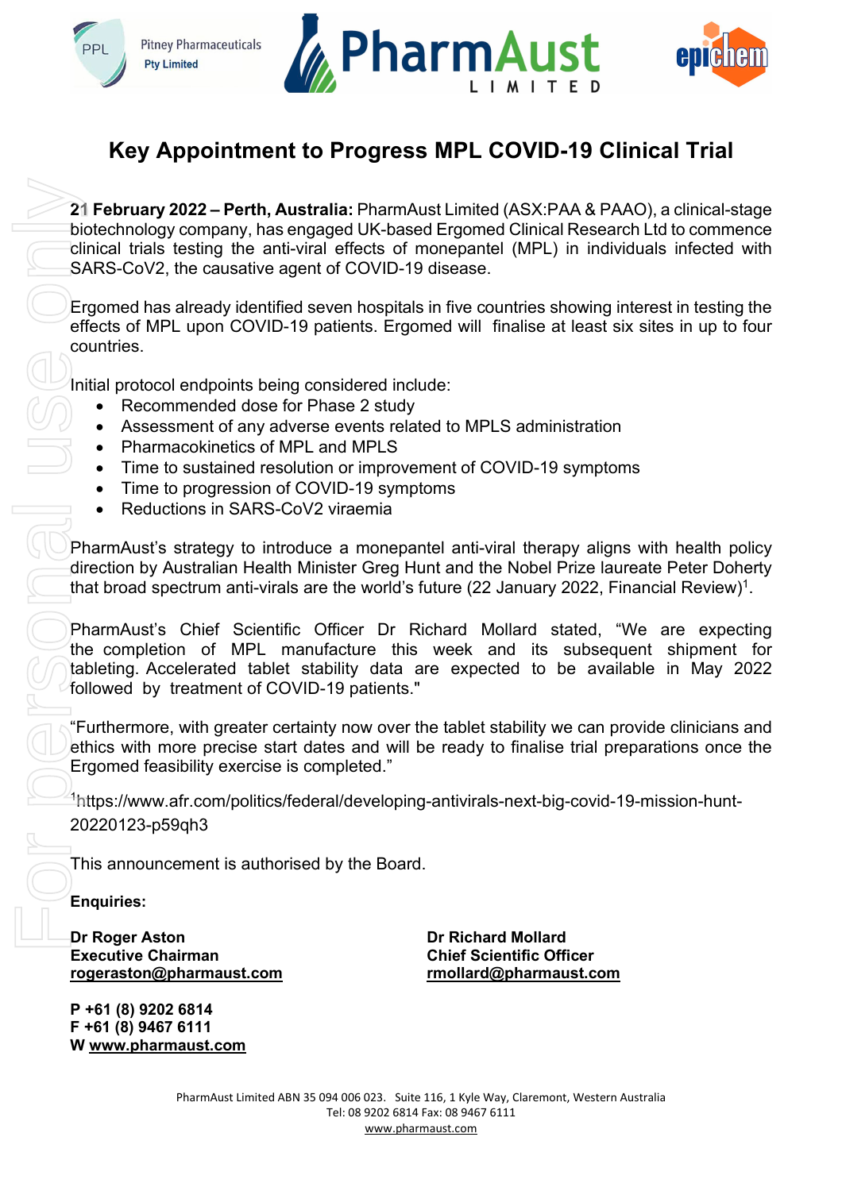# Key Appointment to Progress MPL COVID-19 Clinical Trial

**21 February 2022 – Perth, Australia:** PharmAust Limited (ASX:PAA & PAAO), a clinical-stage biotechnology company, has engaged UK-based Ergomed Clinical Research Ltd to commence clinical trials testing the anti-viral effects of monepantel (MPL) in individuals infected with SARS-CoV2, the causative agent of COVID-19 disease.

Ergomed has already identified seven hospitals in five countries showing interest in testing the effects of MPL upon COVID-19 patients. Ergomed will finalise at least six sites in up to four countries.

Initial protocol endpoints being considered include:

- Recommended dose for Phase 2 study
- Assessment of any adverse events related to MPLS administration
- Pharmacokinetics of MPL and MPLS
- Time to sustained resolution or improvement of COVID-19 symptoms
- Time to progression of COVID-19 symptoms
- Reductions in SARS-CoV2 viraemia

PharmAust's strategy to introduce a monepantel anti-viral therapy aligns with health policy direction by Australian Health Minister Greg Hunt and the Nobel Prize laureate Peter Doherty that broad spectrum anti-virals are the world's future (22 January 2022, Financial Review)[1].

PharmAust's Chief Scientific Officer Dr Richard Mollard stated, "We are expecting the completion of MPL manufacture this week and its subsequent shipment for tableting. Accelerated tablet stability data are expected to be available in May 2022 followed by treatment of COVID-19 patients."

"Furthermore, with greater certainty now over the tablet stability we can provide clinicians and ethics with more precise start dates and will be ready to finalise trial preparations once the Ergomed feasibility exercise is completed."

[1]https://www.afr.com/politics/federal/developing-antivirals-next-big-covid-19-mission-hunt-20220123-p59qh3

This announcement is authorised by the Board.

**Enquiries:**

**Dr Roger Aston**
**Executive Chairman**
**rogeraston@pharmaust.com**

**Dr Richard Mollard**
**Chief Scientific Officer**
**rmollard@pharmaust.com**

**P +61 (8) 9202 6814**
**F +61 (8) 9467 6111**
**W www.pharmaust.com**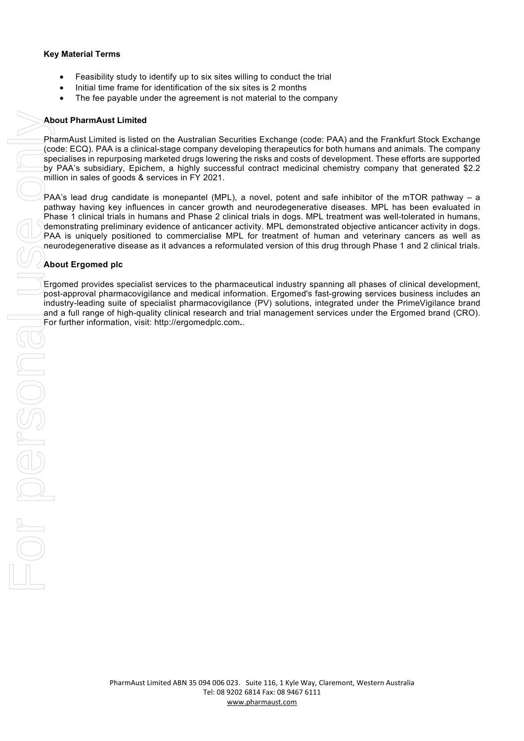**Key Material Terms**

- Feasibility study to identify up to six sites willing to conduct the trial
- Initial time frame for identification of the six sites is 2 months
- The fee payable under the agreement is not material to the company

**About PharmAust Limited**

PharmAust Limited is listed on the Australian Securities Exchange (code: PAA) and the Frankfurt Stock Exchange (code: ECQ). PAA is a clinical-stage company developing therapeutics for both humans and animals. The company specialises in repurposing marketed drugs lowering the risks and costs of development. These efforts are supported by PAA's subsidiary, Epichem, a highly successful contract medicinal chemistry company that generated $2.2 million in sales of goods & services in FY 2021.

PAA's lead drug candidate is monepantel (MPL), a novel, potent and safe inhibitor of the mTOR pathway – a pathway having key influences in cancer growth and neurodegenerative diseases. MPL has been evaluated in Phase 1 clinical trials in humans and Phase 2 clinical trials in dogs. MPL treatment was well-tolerated in humans, demonstrating preliminary evidence of anticancer activity. MPL demonstrated objective anticancer activity in dogs. PAA is uniquely positioned to commercialise MPL for treatment of human and veterinary cancers as well as neurodegenerative disease as it advances a reformulated version of this drug through Phase 1 and 2 clinical trials.

**About Ergomed plc**

Ergomed provides specialist services to the pharmaceutical industry spanning all phases of clinical development, post-approval pharmacovigilance and medical information. Ergomed's fast-growing services business includes an industry-leading suite of specialist pharmacovigilance (PV) solutions, integrated under the PrimeVigilance brand and a full range of high-quality clinical research and trial management services under the Ergomed brand (CRO). For further information, visit: http://ergomedplc.com..